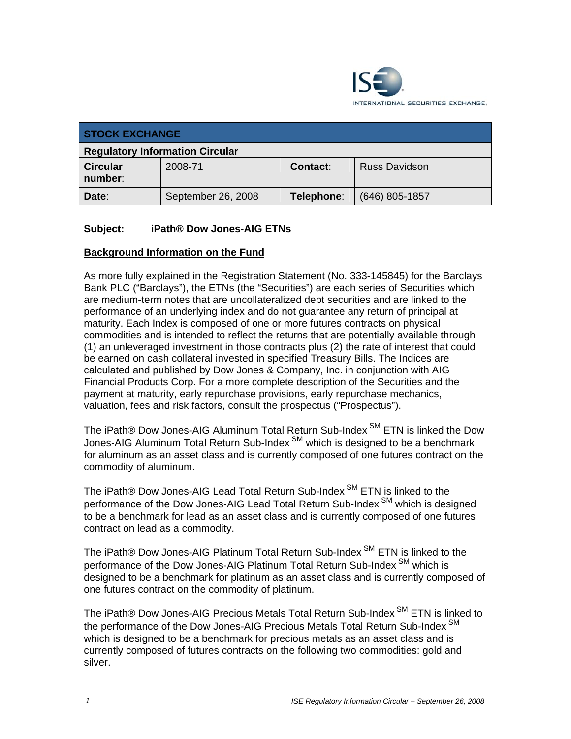ISE INTERNATIONAL SECURITIES EXCHANGE.

| STOCK EXCHANGE | | | |
|---|---|---|---|
| **Regulatory Information Circular** | | | |
| **Circular number**: | 2008-71 | **Contact**: | Russ Davidson |
| **Date**: | September 26, 2008 | **Telephone**: | (646) 805-1857 |

**Subject: iPath® Dow Jones-AIG ETNs**

## Background Information on the Fund

As more fully explained in the Registration Statement (No. 333-145845) for the Barclays Bank PLC ("Barclays"), the ETNs (the "Securities") are each series of Securities which are medium-term notes that are uncollateralized debt securities and are linked to the performance of an underlying index and do not guarantee any return of principal at maturity. Each Index is composed of one or more futures contracts on physical commodities and is intended to reflect the returns that are potentially available through (1) an unleveraged investment in those contracts plus (2) the rate of interest that could be earned on cash collateral invested in specified Treasury Bills. The Indices are calculated and published by Dow Jones & Company, Inc. in conjunction with AIG Financial Products Corp. For a more complete description of the Securities and the payment at maturity, early repurchase provisions, early repurchase mechanics, valuation, fees and risk factors, consult the prospectus ("Prospectus").

The iPath® Dow Jones-AIG Aluminum Total Return Sub-Index SM ETN is linked the Dow Jones-AIG Aluminum Total Return Sub-Index SM which is designed to be a benchmark for aluminum as an asset class and is currently composed of one futures contract on the commodity of aluminum.

The iPath® Dow Jones-AIG Lead Total Return Sub-Index SM ETN is linked to the performance of the Dow Jones-AIG Lead Total Return Sub-Index SM which is designed to be a benchmark for lead as an asset class and is currently composed of one futures contract on lead as a commodity.

The iPath® Dow Jones-AIG Platinum Total Return Sub-Index SM ETN is linked to the performance of the Dow Jones-AIG Platinum Total Return Sub-Index SM which is designed to be a benchmark for platinum as an asset class and is currently composed of one futures contract on the commodity of platinum.

The iPath® Dow Jones-AIG Precious Metals Total Return Sub-Index SM ETN is linked to the performance of the Dow Jones-AIG Precious Metals Total Return Sub-Index SM which is designed to be a benchmark for precious metals as an asset class and is currently composed of futures contracts on the following two commodities: gold and silver.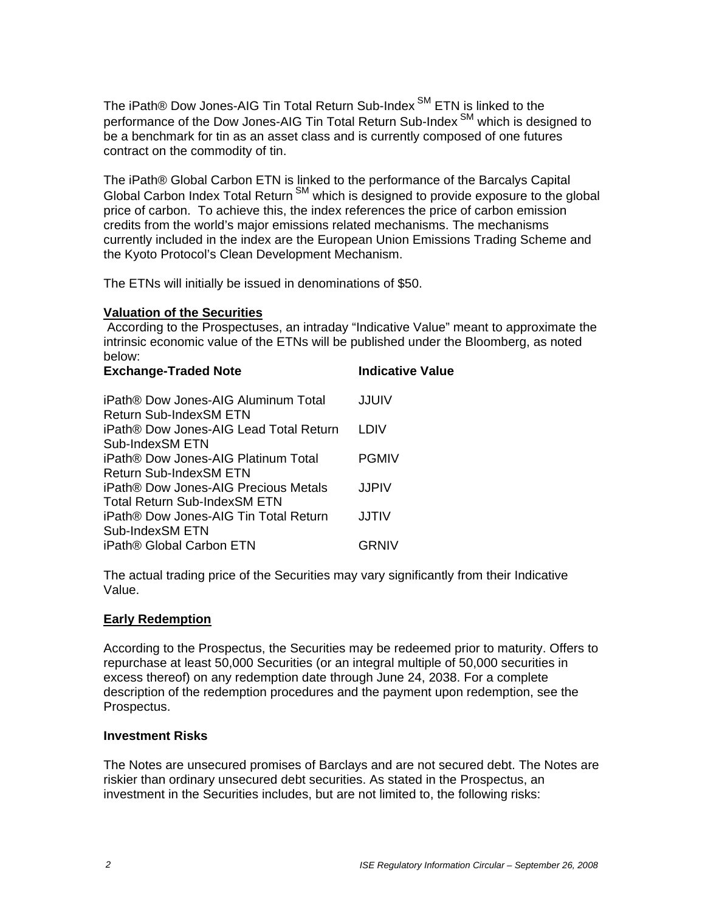The iPath® Dow Jones-AIG Tin Total Return Sub-Index SM ETN is linked to the performance of the Dow Jones-AIG Tin Total Return Sub-Index SM which is designed to be a benchmark for tin as an asset class and is currently composed of one futures contract on the commodity of tin.

The iPath® Global Carbon ETN is linked to the performance of the Barclays Capital Global Carbon Index Total Return SM which is designed to provide exposure to the global price of carbon. To achieve this, the index references the price of carbon emission credits from the world's major emissions related mechanisms. The mechanisms currently included in the index are the European Union Emissions Trading Scheme and the Kyoto Protocol's Clean Development Mechanism.

The ETNs will initially be issued in denominations of $50.

**Valuation of the Securities**

According to the Prospectuses, an intraday "Indicative Value" meant to approximate the intrinsic economic value of the ETNs will be published under the Bloomberg, as noted below:

| Exchange-Traded Note | Indicative Value |
|---|---|
| iPath® Dow Jones-AIG Aluminum Total Return Sub-IndexSM ETN | JJUIV |
| iPath® Dow Jones-AIG Lead Total Return Sub-IndexSM ETN | LDIV |
| iPath® Dow Jones-AIG Platinum Total Return Sub-IndexSM ETN | PGMIV |
| iPath® Dow Jones-AIG Precious Metals Total Return Sub-IndexSM ETN | JJPIV |
| iPath® Dow Jones-AIG Tin Total Return Sub-IndexSM ETN | JJTIV |
| iPath® Global Carbon ETN | GRNIV |

The actual trading price of the Securities may vary significantly from their Indicative Value.

**Early Redemption**

According to the Prospectus, the Securities may be redeemed prior to maturity. Offers to repurchase at least 50,000 Securities (or an integral multiple of 50,000 securities in excess thereof) on any redemption date through June 24, 2038. For a complete description of the redemption procedures and the payment upon redemption, see the Prospectus.

**Investment Risks**

The Notes are unsecured promises of Barclays and are not secured debt. The Notes are riskier than ordinary unsecured debt securities. As stated in the Prospectus, an investment in the Securities includes, but are not limited to, the following risks: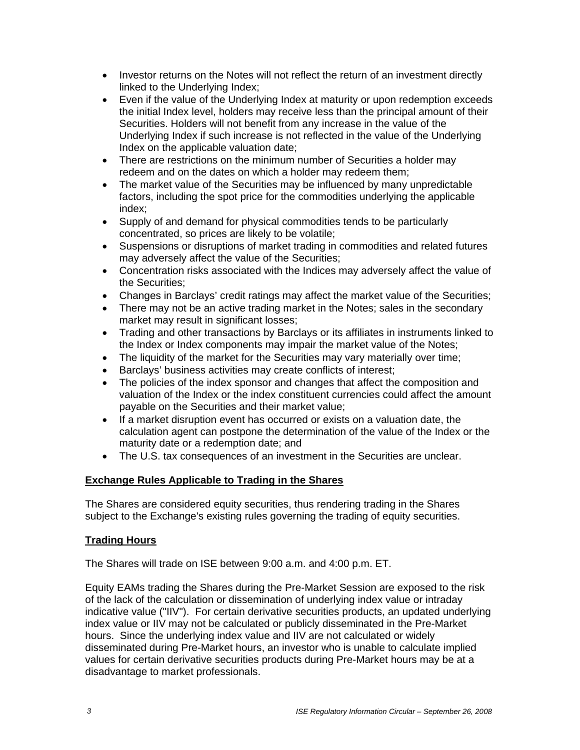- Investor returns on the Notes will not reflect the return of an investment directly linked to the Underlying Index;
- Even if the value of the Underlying Index at maturity or upon redemption exceeds the initial Index level, holders may receive less than the principal amount of their Securities. Holders will not benefit from any increase in the value of the Underlying Index if such increase is not reflected in the value of the Underlying Index on the applicable valuation date;
- There are restrictions on the minimum number of Securities a holder may redeem and on the dates on which a holder may redeem them;
- The market value of the Securities may be influenced by many unpredictable factors, including the spot price for the commodities underlying the applicable index;
- Supply of and demand for physical commodities tends to be particularly concentrated, so prices are likely to be volatile;
- Suspensions or disruptions of market trading in commodities and related futures may adversely affect the value of the Securities;
- Concentration risks associated with the Indices may adversely affect the value of the Securities;
- Changes in Barclays' credit ratings may affect the market value of the Securities;
- There may not be an active trading market in the Notes; sales in the secondary market may result in significant losses;
- Trading and other transactions by Barclays or its affiliates in instruments linked to the Index or Index components may impair the market value of the Notes;
- The liquidity of the market for the Securities may vary materially over time;
- Barclays' business activities may create conflicts of interest;
- The policies of the index sponsor and changes that affect the composition and valuation of the Index or the index constituent currencies could affect the amount payable on the Securities and their market value;
- If a market disruption event has occurred or exists on a valuation date, the calculation agent can postpone the determination of the value of the Index or the maturity date or a redemption date; and
- The U.S. tax consequences of an investment in the Securities are unclear.

## Exchange Rules Applicable to Trading in the Shares

The Shares are considered equity securities, thus rendering trading in the Shares subject to the Exchange's existing rules governing the trading of equity securities.

## Trading Hours

The Shares will trade on ISE between 9:00 a.m. and 4:00 p.m. ET.

Equity EAMs trading the Shares during the Pre-Market Session are exposed to the risk of the lack of the calculation or dissemination of underlying index value or intraday indicative value ("IIV"). For certain derivative securities products, an updated underlying index value or IIV may not be calculated or publicly disseminated in the Pre-Market hours. Since the underlying index value and IIV are not calculated or widely disseminated during Pre-Market hours, an investor who is unable to calculate implied values for certain derivative securities products during Pre-Market hours may be at a disadvantage to market professionals.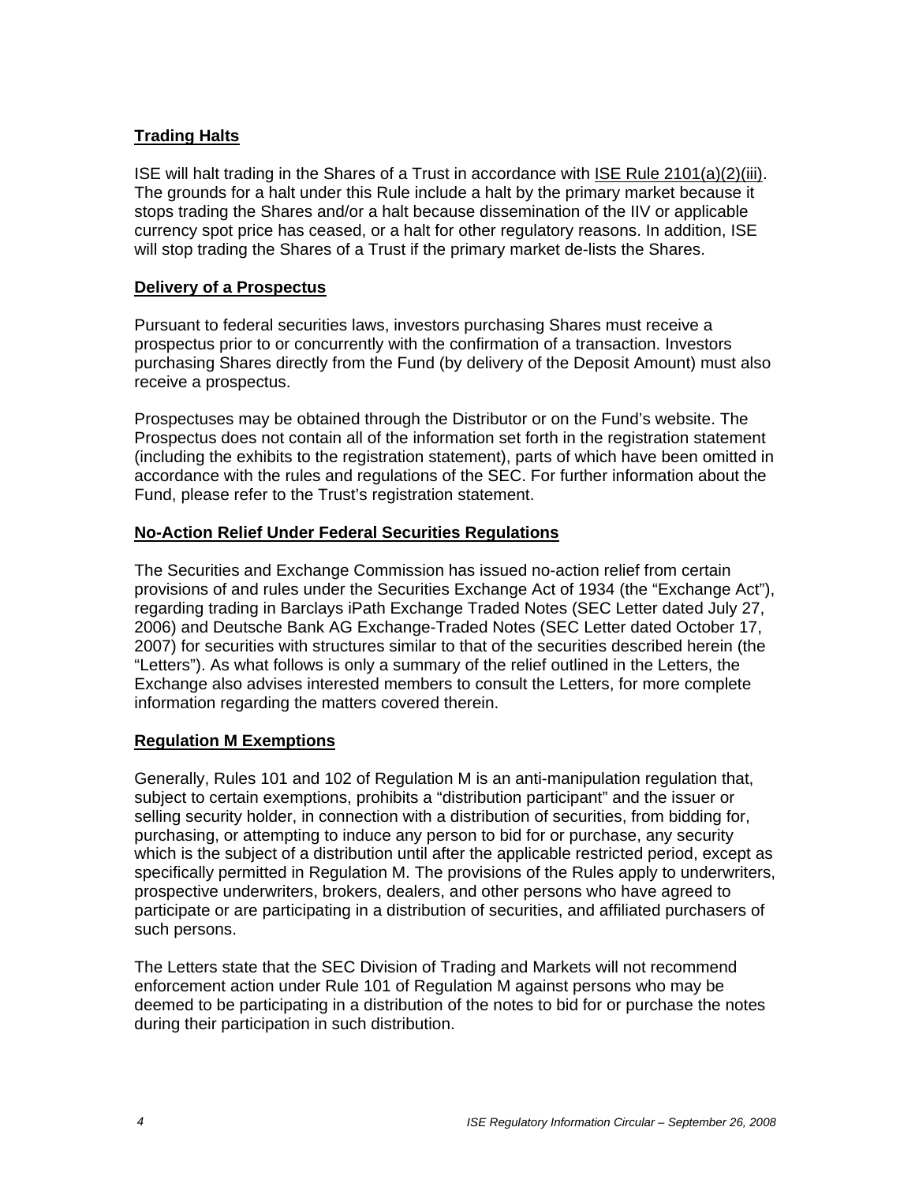## Trading Halts

ISE will halt trading in the Shares of a Trust in accordance with ISE Rule 2101(a)(2)(iii). The grounds for a halt under this Rule include a halt by the primary market because it stops trading the Shares and/or a halt because dissemination of the IIV or applicable currency spot price has ceased, or a halt for other regulatory reasons. In addition, ISE will stop trading the Shares of a Trust if the primary market de-lists the Shares.

## Delivery of a Prospectus

Pursuant to federal securities laws, investors purchasing Shares must receive a prospectus prior to or concurrently with the confirmation of a transaction. Investors purchasing Shares directly from the Fund (by delivery of the Deposit Amount) must also receive a prospectus.

Prospectuses may be obtained through the Distributor or on the Fund's website. The Prospectus does not contain all of the information set forth in the registration statement (including the exhibits to the registration statement), parts of which have been omitted in accordance with the rules and regulations of the SEC. For further information about the Fund, please refer to the Trust's registration statement.

## No-Action Relief Under Federal Securities Regulations

The Securities and Exchange Commission has issued no-action relief from certain provisions of and rules under the Securities Exchange Act of 1934 (the "Exchange Act"), regarding trading in Barclays iPath Exchange Traded Notes (SEC Letter dated July 27, 2006) and Deutsche Bank AG Exchange-Traded Notes (SEC Letter dated October 17, 2007) for securities with structures similar to that of the securities described herein (the "Letters"). As what follows is only a summary of the relief outlined in the Letters, the Exchange also advises interested members to consult the Letters, for more complete information regarding the matters covered therein.

## Regulation M Exemptions

Generally, Rules 101 and 102 of Regulation M is an anti-manipulation regulation that, subject to certain exemptions, prohibits a "distribution participant" and the issuer or selling security holder, in connection with a distribution of securities, from bidding for, purchasing, or attempting to induce any person to bid for or purchase, any security which is the subject of a distribution until after the applicable restricted period, except as specifically permitted in Regulation M. The provisions of the Rules apply to underwriters, prospective underwriters, brokers, dealers, and other persons who have agreed to participate or are participating in a distribution of securities, and affiliated purchasers of such persons.

The Letters state that the SEC Division of Trading and Markets will not recommend enforcement action under Rule 101 of Regulation M against persons who may be deemed to be participating in a distribution of the notes to bid for or purchase the notes during their participation in such distribution.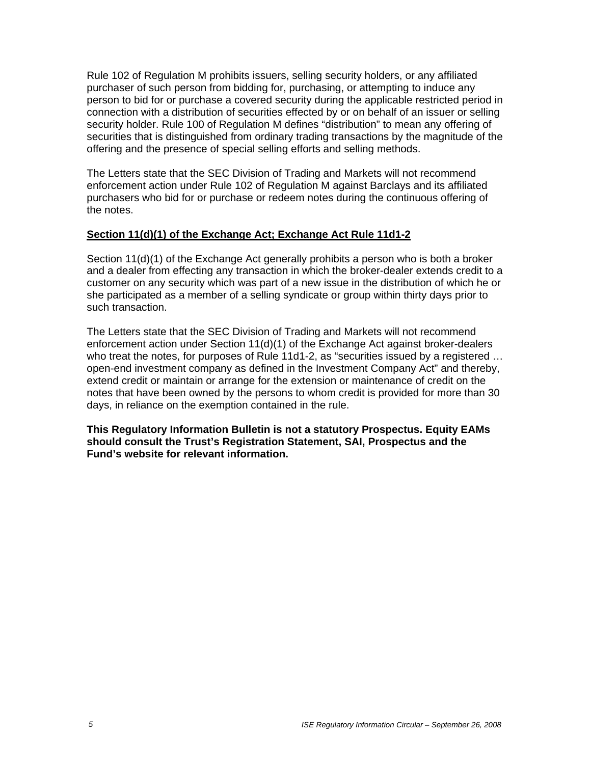Rule 102 of Regulation M prohibits issuers, selling security holders, or any affiliated purchaser of such person from bidding for, purchasing, or attempting to induce any person to bid for or purchase a covered security during the applicable restricted period in connection with a distribution of securities effected by or on behalf of an issuer or selling security holder. Rule 100 of Regulation M defines "distribution" to mean any offering of securities that is distinguished from ordinary trading transactions by the magnitude of the offering and the presence of special selling efforts and selling methods.

The Letters state that the SEC Division of Trading and Markets will not recommend enforcement action under Rule 102 of Regulation M against Barclays and its affiliated purchasers who bid for or purchase or redeem notes during the continuous offering of the notes.

**Section 11(d)(1) of the Exchange Act; Exchange Act Rule 11d1-2**

Section 11(d)(1) of the Exchange Act generally prohibits a person who is both a broker and a dealer from effecting any transaction in which the broker-dealer extends credit to a customer on any security which was part of a new issue in the distribution of which he or she participated as a member of a selling syndicate or group within thirty days prior to such transaction.

The Letters state that the SEC Division of Trading and Markets will not recommend enforcement action under Section 11(d)(1) of the Exchange Act against broker-dealers who treat the notes, for purposes of Rule 11d1-2, as "securities issued by a registered … open-end investment company as defined in the Investment Company Act" and thereby, extend credit or maintain or arrange for the extension or maintenance of credit on the notes that have been owned by the persons to whom credit is provided for more than 30 days, in reliance on the exemption contained in the rule.

**This Regulatory Information Bulletin is not a statutory Prospectus. Equity EAMs should consult the Trust's Registration Statement, SAI, Prospectus and the Fund's website for relevant information.**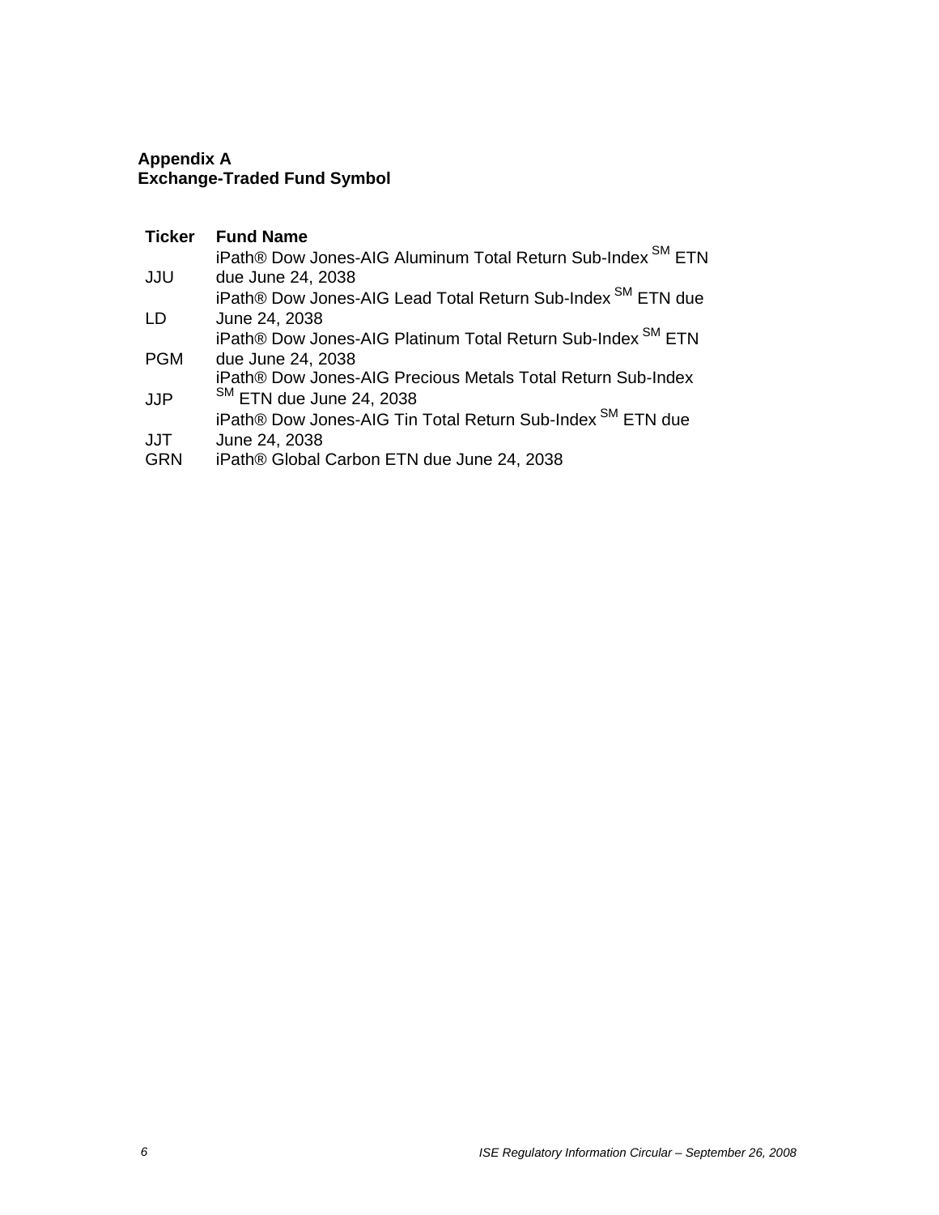**Appendix A**
**Exchange-Traded Fund Symbol**

| Ticker | Fund Name |
|---|---|
| JJU | iPath® Dow Jones-AIG Aluminum Total Return Sub-Index SM ETN due June 24, 2038 |
| LD | iPath® Dow Jones-AIG Lead Total Return Sub-Index SM ETN due June 24, 2038 |
| PGM | iPath® Dow Jones-AIG Platinum Total Return Sub-Index SM ETN due June 24, 2038 |
| JJP | iPath® Dow Jones-AIG Precious Metals Total Return Sub-Index SM ETN due June 24, 2038 |
| JJT | iPath® Dow Jones-AIG Tin Total Return Sub-Index SM ETN due June 24, 2038 |
| GRN | iPath® Global Carbon ETN due June 24, 2038 |